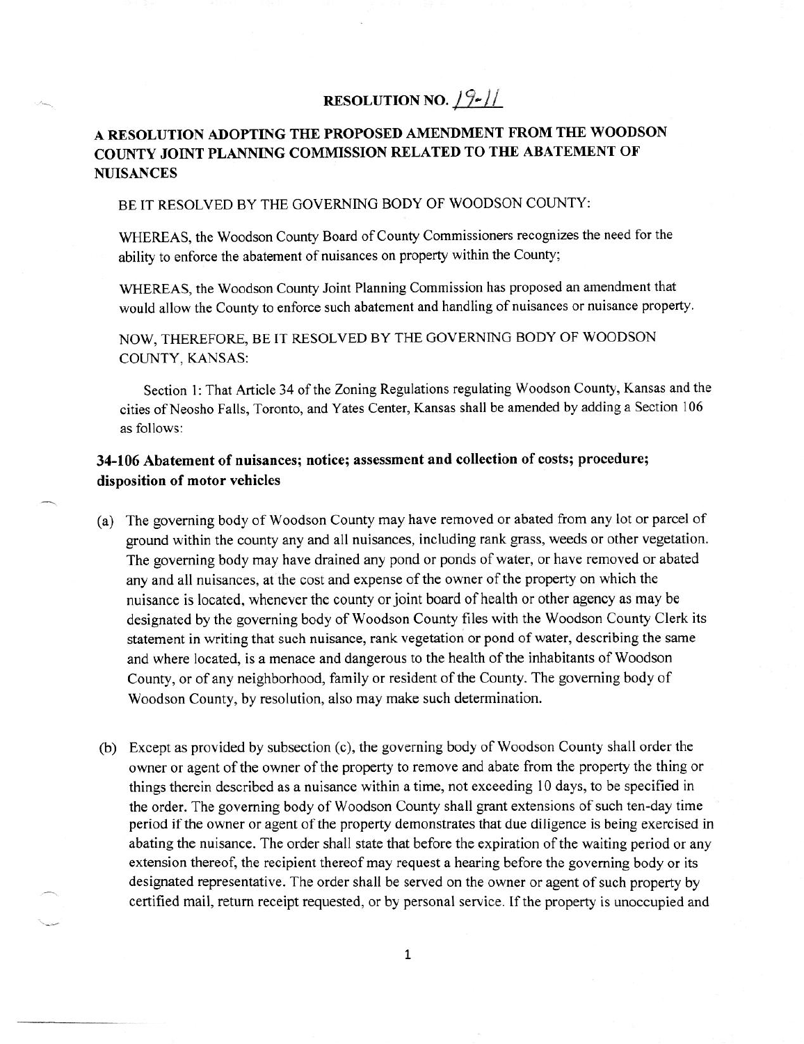# RESOLUTION NO. 19-11

## A RESOLUTION ADOPTING THE PROPOSED AMENDMENT FROM THE WOODSON COUNTY JOINT PLANNING COMMISSION RELATED TO THE ABATEMENT OF NUISANCES

BE IT RESOLVED BY THE GOVERNING BODY OF WOODSON COUNTY:

WHEREAS, the Woodson County Board of County Commissioners recognizes the need for the ability to enforce the abatement of nuisances on property within the County;

WHEREAS, the Woodson County Joint Planning Commission has proposed an amendment that would allow the County to enforce such abatement and handling of nuisances or nuisance property.

NOW, THEREFORE, BE IT RESOLVED BY THE GOVERNING BODY OF WOODSON COUNTY, KANSAS:

Section 1: That Article 34 of the Zoning Regulations regulating Woodson County, Kansas and the cities of Neosho Falls, Toronto, and Yates Center, Kansas shall be amended by adding a Section 106 as follows:

### 34-106 Abatement of nuisances; notice; assessment and collection of costs; procedure; disposition of motor vehicles

(a) The governing body of Woodson County may have removed or abated from any lot or parcel of ground within the county any and all nuisances, including rank grass, weeds or other vegetation. The governing body may have drained any pond or ponds of water, or have removed or abated any and all nuisances, at the cost and expense of the owner of the property on which the nuisance is located, whenever the county or joint board of health or other agency as may be designated by the governing body of Woodson County files with the Woodson County Clerk its statement in writing that such nuisance, rank vegetation or pond of water, describing the same and where located, is a menace and dangerous to the health of the inhabitants of Woodson County, or of any neighborhood, family or resident of the County. The governing body of Woodson County, by resolution, also may make such determination.

(b) Except as provided by subsection (c), the governing body of Woodson County shall order the owner or agent of the owner of the property to remove and abate from the property the thing or things therein described as a nuisance within a time, not exceeding 10 days, to be specified in the order. The governing body of Woodson County shall grant extensions of such ten-day time period if the owner or agent of the property demonstrates that due diligence is being exercised in abating the nuisance. The order shall state that before the expiration of the waiting period or any extension thereof, the recipient thereof may request a hearing before the governing body or its designated representative. The order shall be served on the owner or agent of such property by certified mail, return receipt requested, or by personal service. If the property is unoccupied and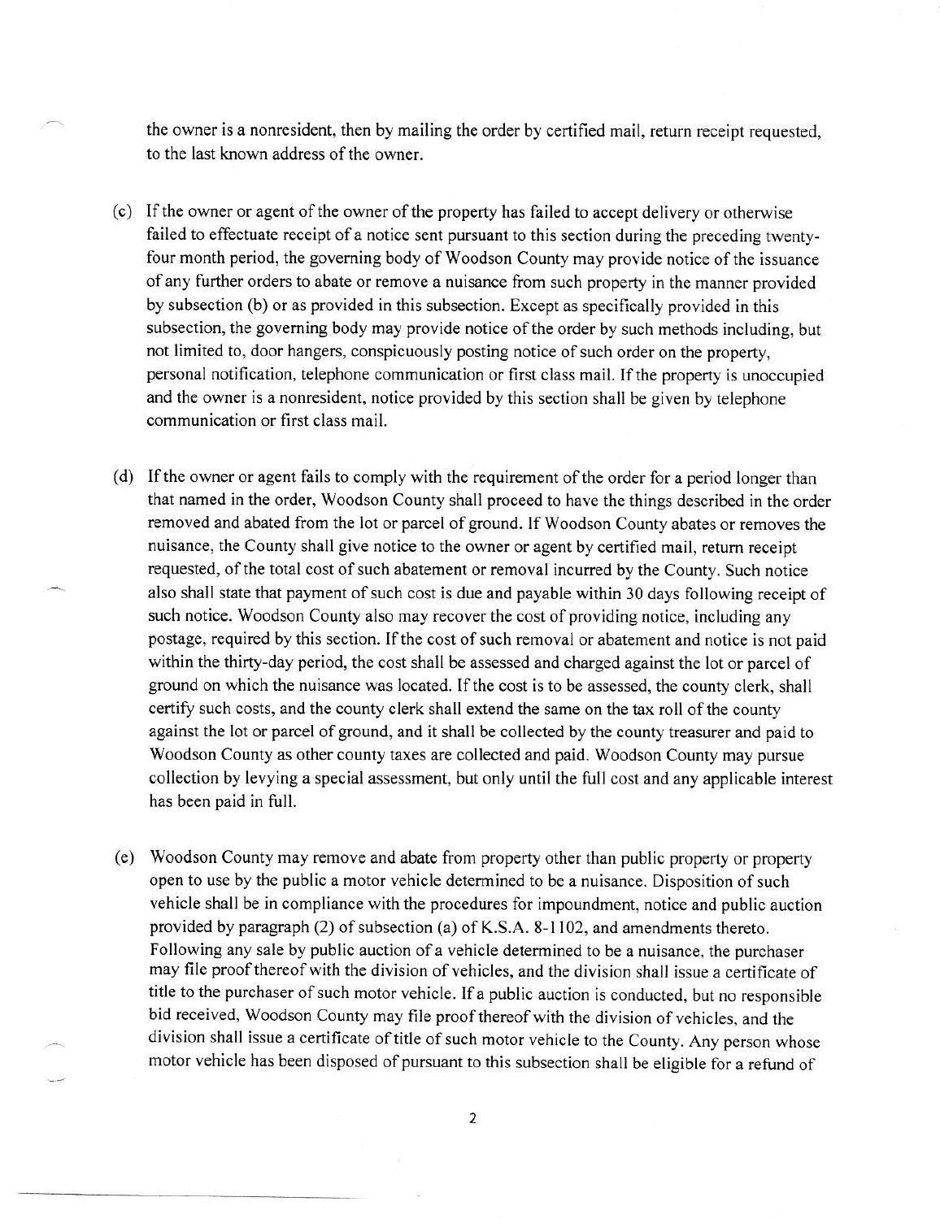the owner is a nonresident, then by mailing the order by certified mail, return receipt requested, to the last known address of the owner.

(c) If the owner or agent of the owner of the property has failed to accept delivery or otherwise failed to effectuate receipt of a notice sent pursuant to this section during the preceding twenty-four month period, the governing body of Woodson County may provide notice of the issuance of any further orders to abate or remove a nuisance from such property in the manner provided by subsection (b) or as provided in this subsection. Except as specifically provided in this subsection, the governing body may provide notice of the order by such methods including, but not limited to, door hangers, conspicuously posting notice of such order on the property, personal notification, telephone communication or first class mail. If the property is unoccupied and the owner is a nonresident, notice provided by this section shall be given by telephone communication or first class mail.

(d) If the owner or agent fails to comply with the requirement of the order for a period longer than that named in the order, Woodson County shall proceed to have the things described in the order removed and abated from the lot or parcel of ground. If Woodson County abates or removes the nuisance, the County shall give notice to the owner or agent by certified mail, return receipt requested, of the total cost of such abatement or removal incurred by the County. Such notice also shall state that payment of such cost is due and payable within 30 days following receipt of such notice. Woodson County also may recover the cost of providing notice, including any postage, required by this section. If the cost of such removal or abatement and notice is not paid within the thirty-day period, the cost shall be assessed and charged against the lot or parcel of ground on which the nuisance was located. If the cost is to be assessed, the county clerk, shall certify such costs, and the county clerk shall extend the same on the tax roll of the county against the lot or parcel of ground, and it shall be collected by the county treasurer and paid to Woodson County as other county taxes are collected and paid. Woodson County may pursue collection by levying a special assessment, but only until the full cost and any applicable interest has been paid in full.

(e) Woodson County may remove and abate from property other than public property or property open to use by the public a motor vehicle determined to be a nuisance. Disposition of such vehicle shall be in compliance with the procedures for impoundment, notice and public auction provided by paragraph (2) of subsection (a) of K.S.A. 8-1102, and amendments thereto. Following any sale by public auction of a vehicle determined to be a nuisance, the purchaser may file proof thereof with the division of vehicles, and the division shall issue a certificate of title to the purchaser of such motor vehicle. If a public auction is conducted, but no responsible bid received, Woodson County may file proof thereof with the division of vehicles, and the division shall issue a certificate of title of such motor vehicle to the County. Any person whose motor vehicle has been disposed of pursuant to this subsection shall be eligible for a refund of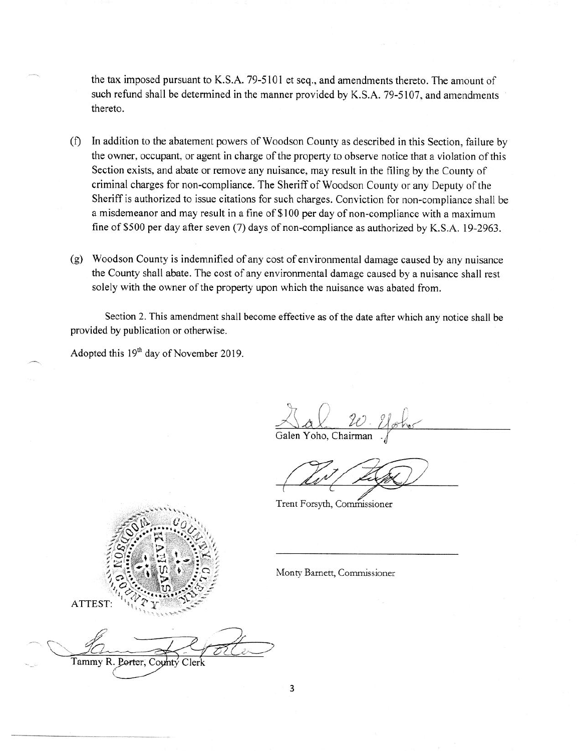the tax imposed pursuant to K.S.A. 79-5101 et seq., and amendments thereto. The amount of such refund shall be determined in the manner provided by K.S.A. 79-5107, and amendments thereto.

(f) In addition to the abatement powers of Woodson County as described in this Section, failure by the owner, occupant, or agent in charge of the property to observe notice that a violation of this Section exists, and abate or remove any nuisance, may result in the filing by the County of criminal charges for non-compliance. The Sheriff of Woodson County or any Deputy of the Sheriff is authorized to issue citations for such charges. Conviction for non-compliance shall be a misdemeanor and may result in a fine of $100 per day of non-compliance with a maximum fine of $500 per day after seven (7) days of non-compliance as authorized by K.S.A. 19-2963.

(g) Woodson County is indemnified of any cost of environmental damage caused by any nuisance the County shall abate. The cost of any environmental damage caused by a nuisance shall rest solely with the owner of the property upon which the nuisance was abated from.

Section 2. This amendment shall become effective as of the date after which any notice shall be provided by publication or otherwise.

Adopted this 19th day of November 2019.

Galen Yoho, Chairman

Trent Forsyth, Commissioner

Monty Barnett, Commissioner

ATTEST:

Tammy R. Porter, County Clerk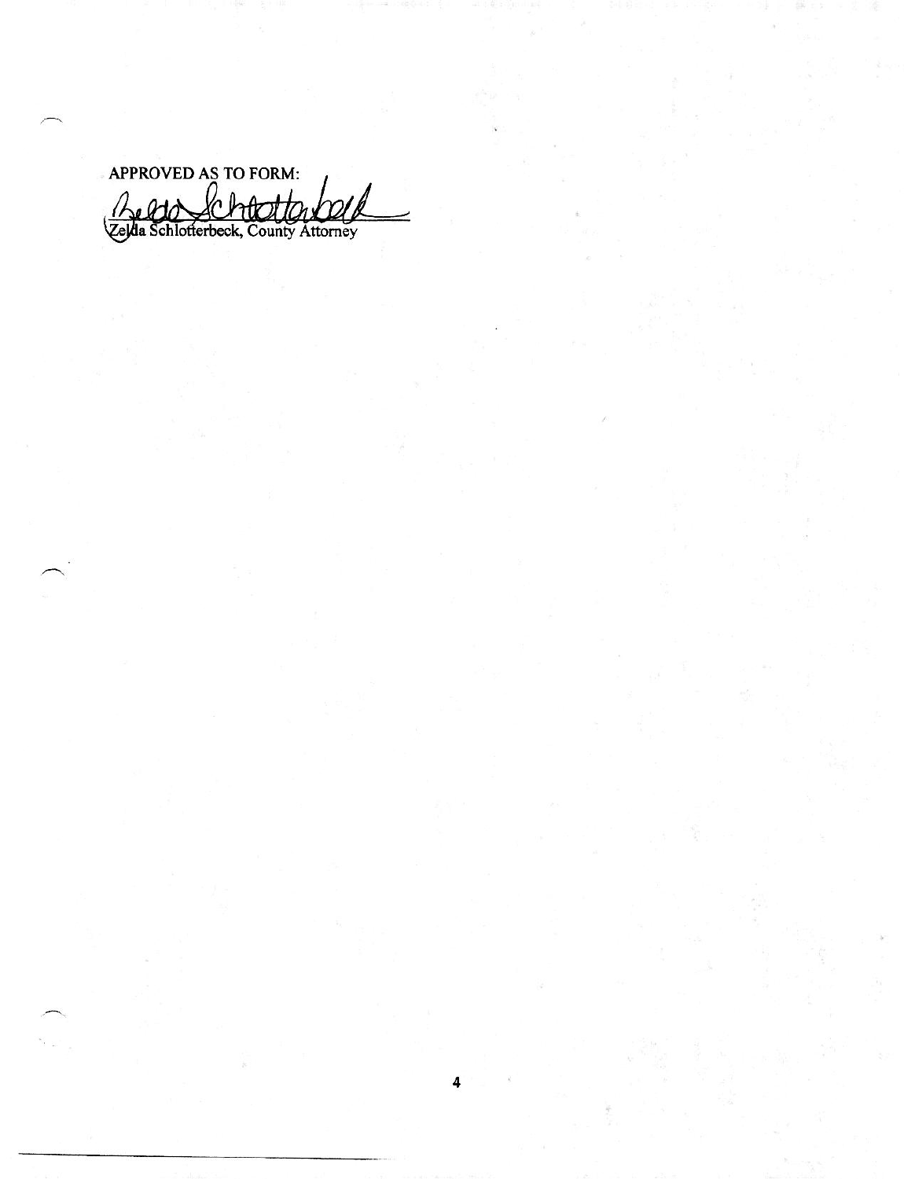APPROVED AS TO FORM:

Zelda Schlotterbeck, County Attorney